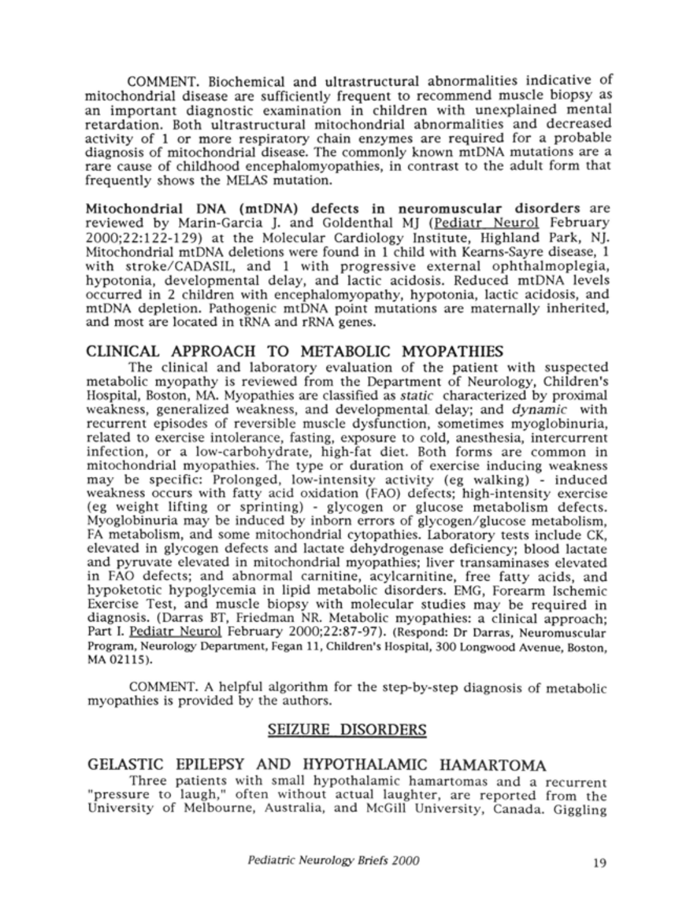COMMENT. Biochemical and ultrastructural abnormalities indicative of mitochondrial disease are sufficiently frequent to recommend muscle biopsy as an important diagnostic examination in children with unexplained mental retardation. Both ultrastructural mitochondrial abnormalities and decreased activity of 1 or more respiratory chain enzymes are required for a probable diagnosis of mitochondrial disease. The commonly known mtDNA mutations are a rare cause of childhood encephalomyopathies, in contrast to the adult form that frequently shows the MELAS mutation.

**Mitochondrial DNA (mtDNA) defects in neuromuscular disorders** are reviewed by Marin-Garcia J. and Goldenthal MJ (Pediatr Neurol February 2000;22:122-129) at the Molecular Cardiology Institute, Highland Park, NJ. Mitochondrial mtDNA deletions were found in 1 child with Kearns-Sayre disease, 1 with stroke/CADASIL, and 1 with progressive external ophthalmoplegia, hypotonia, developmental delay, and lactic acidosis. Reduced mtDNA levels occurred in 2 children with encephalomyopathy, hypotonia, lactic acidosis, and mtDNA depletion. Pathogenic mtDNA point mutations are maternally inherited, and most are located in tRNA and rRNA genes.

## CLINICAL APPROACH TO METABOLIC MYOPATHIES

The clinical and laboratory evaluation of the patient with suspected metabolic myopathy is reviewed from the Department of Neurology, Children's Hospital, Boston, MA. Myopathies are classified as *static* characterized by proximal weakness, generalized weakness, and developmental delay; and *dynamic* with recurrent episodes of reversible muscle dysfunction, sometimes myoglobinuria, related to exercise intolerance, fasting, exposure to cold, anesthesia, intercurrent infection, or a low-carbohydrate, high-fat diet. Both forms are common in mitochondrial myopathies. The type or duration of exercise inducing weakness may be specific: Prolonged, low-intensity activity (eg walking) - induced weakness occurs with fatty acid oxidation (FAO) defects; high-intensity exercise (eg weight lifting or sprinting) - glycogen or glucose metabolism defects. Myoglobinuria may be induced by inborn errors of glycogen/glucose metabolism, FA metabolism, and some mitochondrial cytopathies. Laboratory tests include CK, elevated in glycogen defects and lactate dehydrogenase deficiency; blood lactate and pyruvate elevated in mitochondrial myopathies; liver transaminases elevated in FAO defects; and abnormal carnitine, acylcarnitine, free fatty acids, and hypoketotic hypoglycemia in lipid metabolic disorders. EMG, Forearm Ischemic Exercise Test, and muscle biopsy with molecular studies may be required in diagnosis. (Darras BT, Friedman NR. Metabolic myopathies: a clinical approach; Part I. Pediatr Neurol February 2000;22:87-97). (Respond: Dr Darras, Neuromuscular Program, Neurology Department, Fegan 11, Children's Hospital, 300 Longwood Avenue, Boston, MA 02115).

COMMENT. A helpful algorithm for the step-by-step diagnosis of metabolic myopathies is provided by the authors.

# SEIZURE DISORDERS

## GELASTIC EPILEPSY AND HYPOTHALAMIC HAMARTOMA

Three patients with small hypothalamic hamartomas and a recurrent "pressure to laugh," often without actual laughter, are reported from the University of Melbourne, Australia, and McGill University, Canada. Giggling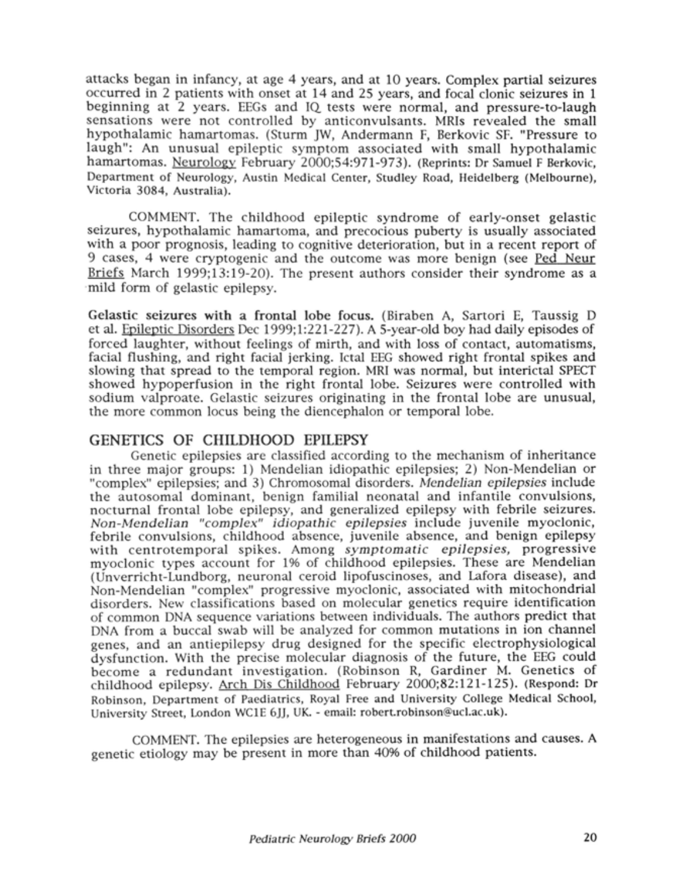attacks began in infancy, at age 4 years, and at 10 years. Complex partial seizures occurred in 2 patients with onset at 14 and 25 years, and focal clonic seizures in 1 beginning at 2 years. EEGs and IQ tests were normal, and pressure-to-laugh sensations were not controlled by anticonvulsants. MRIs revealed the small hypothalamic hamartomas. (Sturm JW, Andermann F, Berkovic SF. "Pressure to laugh": An unusual epileptic symptom associated with small hypothalamic hamartomas. Neurology February 2000;54:971-973). (Reprints: Dr Samuel F Berkovic, Department of Neurology, Austin Medical Center, Studley Road, Heidelberg (Melbourne), Victoria 3084, Australia).

COMMENT. The childhood epileptic syndrome of early-onset gelastic seizures, hypothalamic hamartoma, and precocious puberty is usually associated with a poor prognosis, leading to cognitive deterioration, but in a recent report of 9 cases, 4 were cryptogenic and the outcome was more benign (see Ped Neur Briefs March 1999;13:19-20). The present authors consider their syndrome as a mild form of gelastic epilepsy.

**Gelastic seizures with a frontal lobe focus.** (Biraben A, Sartori E, Taussig D et al. Epileptic Disorders Dec 1999;1:221-227). A 5-year-old boy had daily episodes of forced laughter, without feelings of mirth, and with loss of contact, automatisms, facial flushing, and right facial jerking. Ictal EEG showed right frontal spikes and slowing that spread to the temporal region. MRI was normal, but interictal SPECT showed hypoperfusion in the right frontal lobe. Seizures were controlled with sodium valproate. Gelastic seizures originating in the frontal lobe are unusual, the more common locus being the diencephalon or temporal lobe.

## GENETICS OF CHILDHOOD EPILEPSY

Genetic epilepsies are classified according to the mechanism of inheritance in three major groups: 1) Mendelian idiopathic epilepsies; 2) Non-Mendelian or "complex" epilepsies; and 3) Chromosomal disorders. *Mendelian epilepsies* include the autosomal dominant, benign familial neonatal and infantile convulsions, nocturnal frontal lobe epilepsy, and generalized epilepsy with febrile seizures. *Non-Mendelian "complex" idiopathic epilepsies* include juvenile myoclonic, febrile convulsions, childhood absence, juvenile absence, and benign epilepsy with centrotemporal spikes. Among *symptomatic epilepsies,* progressive myoclonic types account for 1% of childhood epilepsies. These are Mendelian (Unverricht-Lundborg, neuronal ceroid lipofuscinoses, and Lafora disease), and Non-Mendelian "complex" progressive myoclonic, associated with mitochondrial disorders. New classifications based on molecular genetics require identification of common DNA sequence variations between individuals. The authors predict that DNA from a buccal swab will be analyzed for common mutations in ion channel genes, and an antiepilepsy drug designed for the specific electrophysiological dysfunction. With the precise molecular diagnosis of the future, the EEG could become a redundant investigation. (Robinson R, Gardiner M. Genetics of childhood epilepsy. Arch Dis Childhood February 2000;82:121-125). (Respond: Dr Robinson, Department of Paediatrics, Royal Free and University College Medical School, University Street, London WC1E 6JJ, UK. - email: robert.robinson@ucl.ac.uk).

COMMENT. The epilepsies are heterogeneous in manifestations and causes. A genetic etiology may be present in more than 40% of childhood patients.